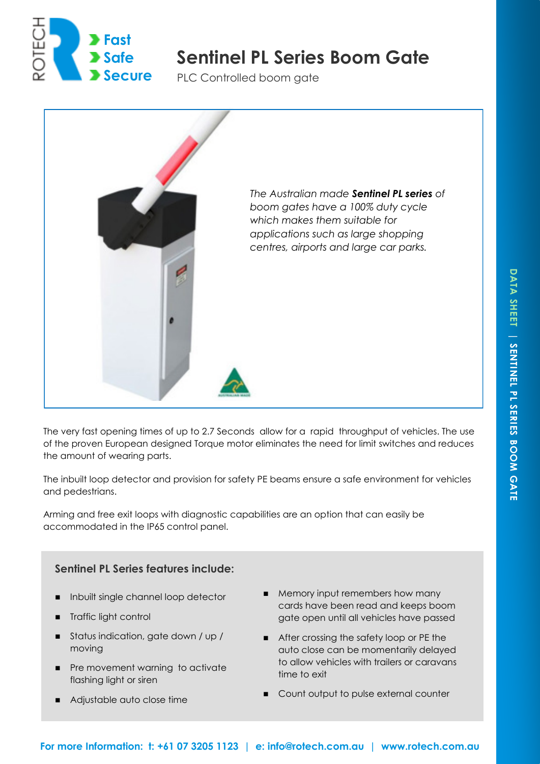# Sentinel PL Series Boom Gate

PLC Controlled boom gate

*The Australian made **Sentinel PL series** of boom gates have a 100% duty cycle which makes them suitable for applications such as large shopping centres, airports and large car parks.*

The very fast opening times of up to 2.7 Seconds allow for a rapid throughput of vehicles. The use of the proven European designed Torque motor eliminates the need for limit switches and reduces the amount of wearing parts.

The inbuilt loop detector and provision for safety PE beams ensure a safe environment for vehicles and pedestrians.

Arming and free exit loops with diagnostic capabilities are an option that can easily be accommodated in the IP65 control panel.

## Sentinel PL Series features include:

- Inbuilt single channel loop detector
- Traffic light control
- Status indication, gate down / up / moving
- Pre movement warning to activate flashing light or siren
- Adjustable auto close time
- Memory input remembers how many cards have been read and keeps boom gate open until all vehicles have passed
- After crossing the safety loop or PE the auto close can be momentarily delayed to allow vehicles with trailers or caravans time to exit
- Count output to pulse external counter

**For more Information: t: +61 07 3205 1123 | e: info@rotech.com.au | www.rotech.com.au**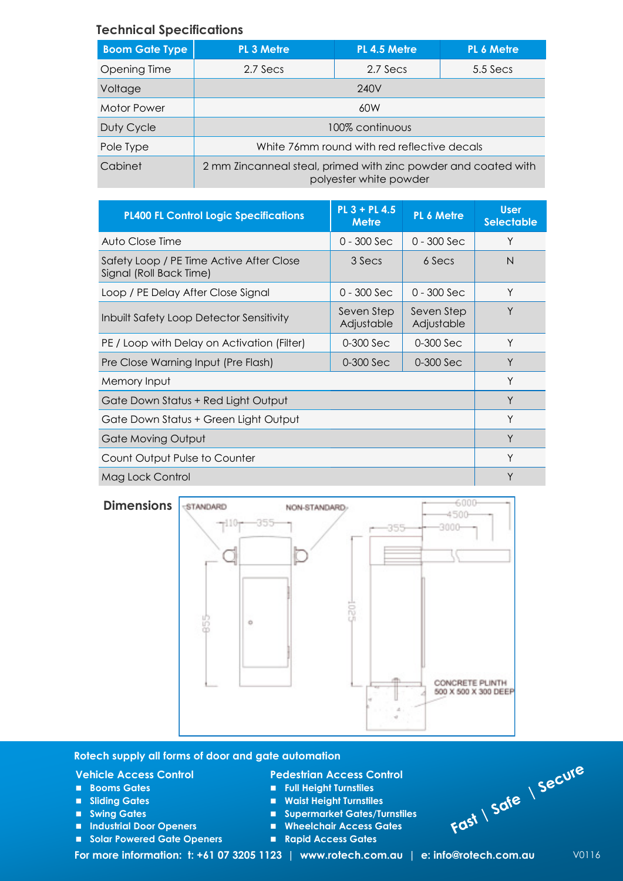## Technical Specifications

| Boom Gate Type | PL 3 Metre | PL 4.5 Metre | PL 6 Metre |
|---|---|---|---|
| Opening Time | 2.7 Secs | 2.7 Secs | 5.5 Secs |
| Voltage | 240V | | |
| Motor Power | 60W | | |
| Duty Cycle | 100% continuous | | |
| Pole Type | White 76mm round with red reflective decals | | |
| Cabinet | 2 mm Zincanneal steal, primed with zinc powder and coated with polyester white powder | | |

| PL400 FL Control Logic Specifications | PL 3 + PL 4.5 Metre | PL 6 Metre | User Selectable |
|---|---|---|---|
| Auto Close Time | 0 - 300 Sec | 0 - 300 Sec | Y |
| Safety Loop / PE Time Active After Close Signal (Roll Back Time) | 3 Secs | 6 Secs | N |
| Loop / PE Delay After Close Signal | 0 - 300 Sec | 0 - 300 Sec | Y |
| Inbuilt Safety Loop Detector Sensitivity | Seven Step Adjustable | Seven Step Adjustable | Y |
| PE / Loop with Delay on Activation (Filter) | 0-300 Sec | 0-300 Sec | Y |
| Pre Close Warning Input (Pre Flash) | 0-300 Sec | 0-300 Sec | Y |
| Memory Input | | | Y |
| Gate Down Status + Red Light Output | | | Y |
| Gate Down Status + Green Light Output | | | Y |
| Gate Moving Output | | | Y |
| Count Output Pulse to Counter | | | Y |
| Mag Lock Control | | | Y |

## Dimensions

STANDARD — NON-STANDARD — 110 — 355 — 855 — 1025 — 6000 — 4500 — 3000 — CONCRETE PLINTH 500 X 500 X 300 DEEP

**Rotech supply all forms of door and gate automation**

**Vehicle Access Control**

- Booms Gates
- Sliding Gates
- Swing Gates
- Industrial Door Openers
- Solar Powered Gate Openers

**Pedestrian Access Control**

- Full Height Turnstiles
- Waist Height Turnstiles
- Supermarket Gates/Turnstiles
- Wheelchair Access Gates
- Rapid Access Gates

Fast | Safe | Secure

**For more information: t: +61 07 3205 1123 | www.rotech.com.au | e: info@rotech.com.au**

V0116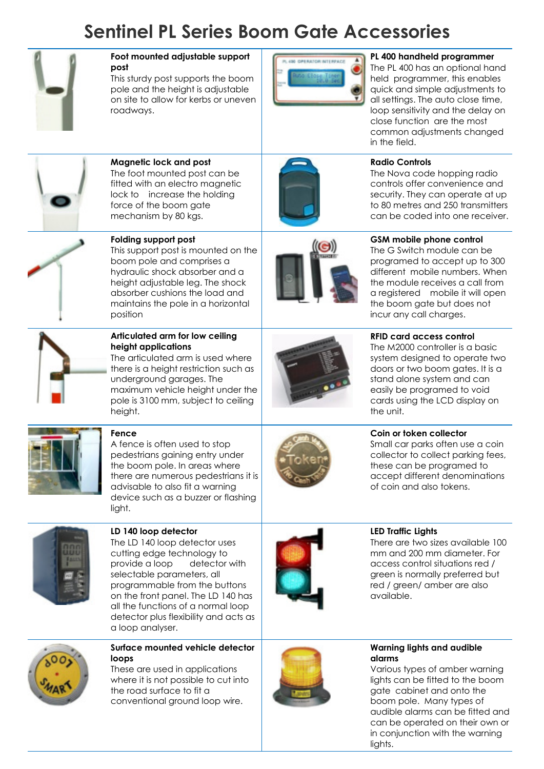# Sentinel PL Series Boom Gate Accessories

**Foot mounted adjustable support post**
This sturdy post supports the boom pole and the height is adjustable on site to allow for kerbs or uneven roadways.

**PL 400 handheld programmer**
The PL 400 has an optional hand held programmer, this enables quick and simple adjustments to all settings. The auto close time, loop sensitivity and the delay on close function are the most common adjustments changed in the field.

**Magnetic lock and post**
The foot mounted post can be fitted with an electro magnetic lock to increase the holding force of the boom gate mechanism by 80 kgs.

**Radio Controls**
The Nova code hopping radio controls offer convenience and security. They can operate at up to 80 metres and 250 transmitters can be coded into one receiver.

**Folding support post**
This support post is mounted on the boom pole and comprises a hydraulic shock absorber and a height adjustable leg. The shock absorber cushions the load and maintains the pole in a horizontal position

**GSM mobile phone control**
The G Switch module can be programed to accept up to 300 different mobile numbers. When the module receives a call from a registered mobile it will open the boom gate but does not incur any call charges.

**Articulated arm for low ceiling height applications**
The articulated arm is used where there is a height restriction such as underground garages. The maximum vehicle height under the pole is 3100 mm, subject to ceiling height.

**RFID card access control**
The M2000 controller is a basic system designed to operate two doors or two boom gates. It is a stand alone system and can easily be programed to void cards using the LCD display on the unit.

**Fence**
A fence is often used to stop pedestrians gaining entry under the boom pole. In areas where there are numerous pedestrians it is advisable to also fit a warning device such as a buzzer or flashing light.

**Coin or token collector**
Small car parks often use a coin collector to collect parking fees, these can be programed to accept different denominations of coin and also tokens.

**LD 140 loop detector**
The LD 140 loop detector uses cutting edge technology to provide a loop detector with selectable parameters, all programmable from the buttons on the front panel. The LD 140 has all the functions of a normal loop detector plus flexibility and acts as a loop analyser.

**LED Traffic Lights**
There are two sizes available 100 mm and 200 mm diameter. For access control situations red / green is normally preferred but red / green/ amber are also available.

**Surface mounted vehicle detector loops**
These are used in applications where it is not possible to cut into the road surface to fit a conventional ground loop wire.

**Warning lights and audible alarms**
Various types of amber warning lights can be fitted to the boom gate cabinet and onto the boom pole. Many types of audible alarms can be fitted and can be operated on their own or in conjunction with the warning lights.